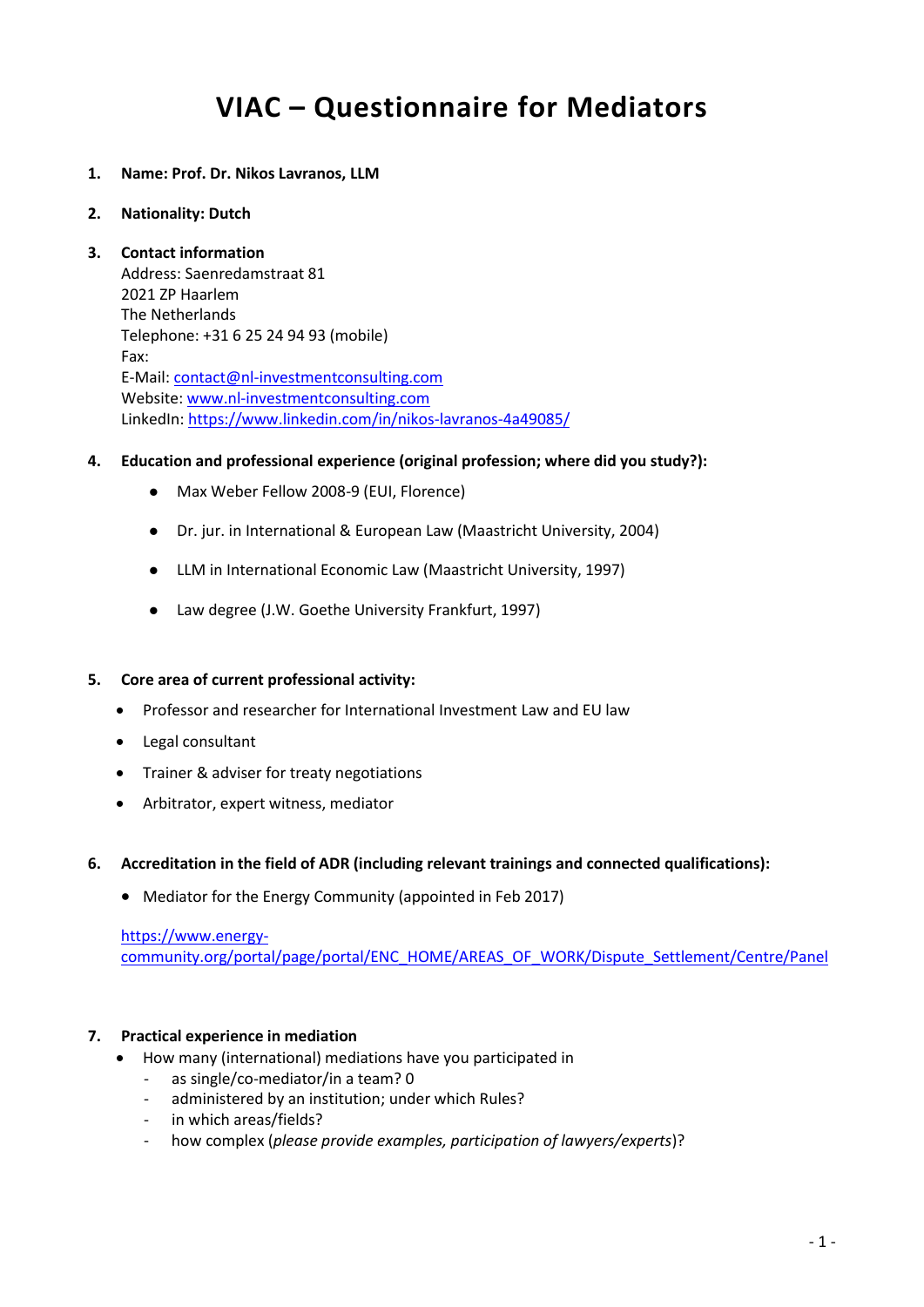# VIAC – Questionnaire for Mediators

1. **Name: Prof. Dr. Nikos Lavranos, LLM**

2. **Nationality: Dutch**

3. **Contact information**
   Address: Saenredamstraat 81
   2021 ZP Haarlem
   The Netherlands
   Telephone: +31 6 25 24 94 93 (mobile)
   Fax:
   E-Mail: [contact@nl-investmentconsulting.com](mailto:contact@nl-investmentconsulting.com)
   Website: [www.nl-investmentconsulting.com](http://www.nl-investmentconsulting.com)
   LinkedIn: [https://www.linkedin.com/in/nikos-lavranos-4a49085/](https://www.linkedin.com/in/nikos-lavranos-4a49085/)

4. **Education and professional experience (original profession; where did you study?):**

   - Max Weber Fellow 2008-9 (EUI, Florence)
   - Dr. jur. in International & European Law (Maastricht University, 2004)
   - LLM in International Economic Law (Maastricht University, 1997)
   - Law degree (J.W. Goethe University Frankfurt, 1997)

5. **Core area of current professional activity:**

   - Professor and researcher for International Investment Law and EU law
   - Legal consultant
   - Trainer & adviser for treaty negotiations
   - Arbitrator, expert witness, mediator

6. **Accreditation in the field of ADR (including relevant trainings and connected qualifications):**

   - Mediator for the Energy Community (appointed in Feb 2017)

   [https://www.energy-community.org/portal/page/portal/ENC_HOME/AREAS_OF_WORK/Dispute_Settlement/Centre/Panel](https://www.energy-community.org/portal/page/portal/ENC_HOME/AREAS_OF_WORK/Dispute_Settlement/Centre/Panel)

7. **Practical experience in mediation**
   - How many (international) mediations have you participated in
     - as single/co-mediator/in a team? 0
     - administered by an institution; under which Rules?
     - in which areas/fields?
     - how complex (*please provide examples, participation of lawyers/experts*)?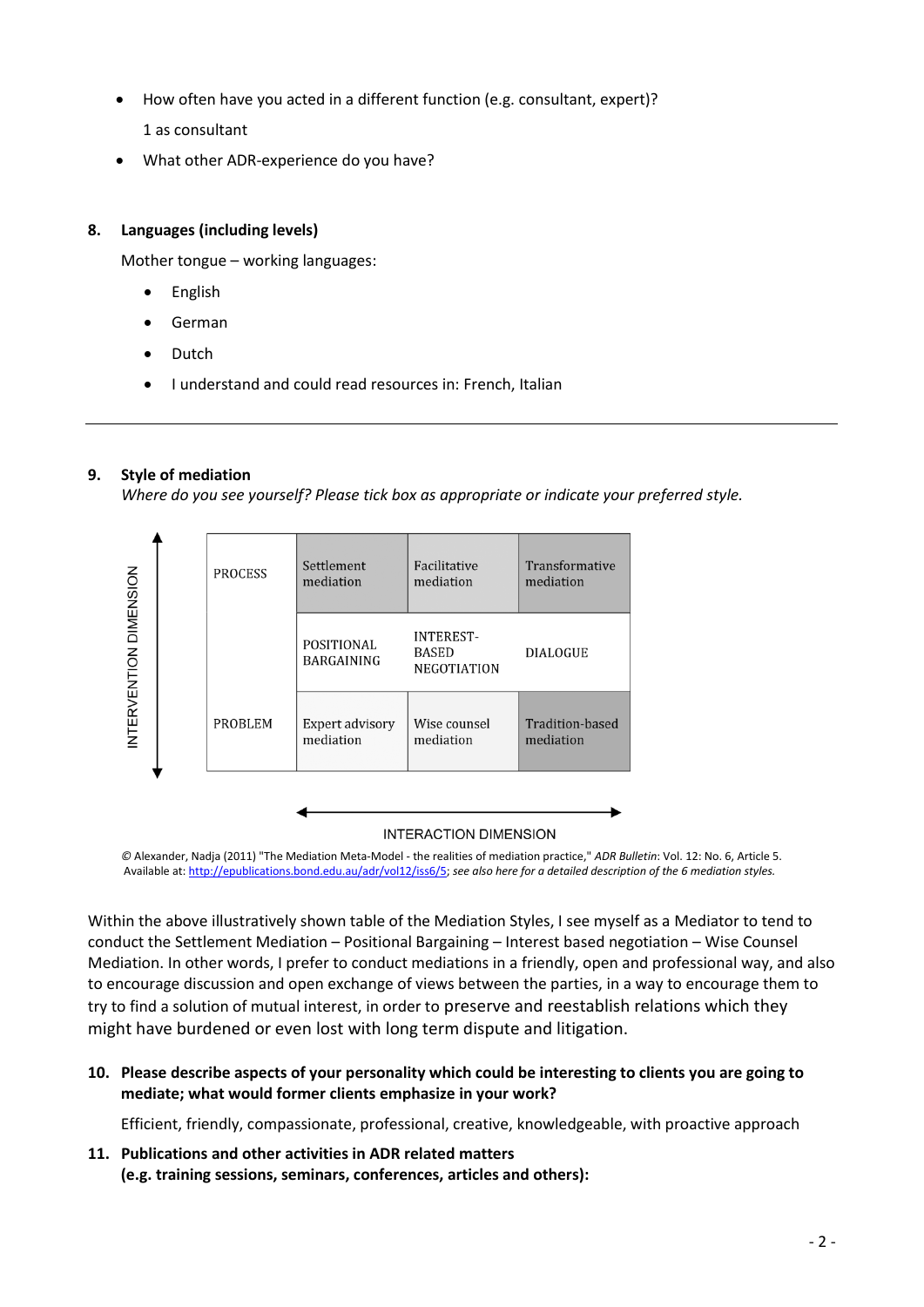- How often have you acted in a different function (e.g. consultant, expert)?

  1 as consultant

- What other ADR-experience do you have?

**8. Languages (including levels)**

Mother tongue – working languages:

- English
- German
- Dutch
- I understand and could read resources in: French, Italian

---

**9. Style of mediation**

*Where do you see yourself? Please tick box as appropriate or indicate your preferred style.*

| INTERVENTION DIMENSION | | INTERACTION DIMENSION | | |
|---|---|---|---|---|
| | PROCESS | Settlement mediation | Facilitative mediation | Transformative mediation |
| | | POSITIONAL BARGAINING | INTEREST-BASED NEGOTIATION | DIALOGUE |
| | PROBLEM | Expert advisory mediation | Wise counsel mediation | Tradition-based mediation |

© Alexander, Nadja (2011) "The Mediation Meta-Model - the realities of mediation practice," *ADR Bulletin*: Vol. 12: No. 6, Article 5. Available at: http://epublications.bond.edu.au/adr/vol12/iss6/5; *see also here for a detailed description of the 6 mediation styles.*

Within the above illustratively shown table of the Mediation Styles, I see myself as a Mediator to tend to conduct the Settlement Mediation – Positional Bargaining – Interest based negotiation – Wise Counsel Mediation. In other words, I prefer to conduct mediations in a friendly, open and professional way, and also to encourage discussion and open exchange of views between the parties, in a way to encourage them to try to find a solution of mutual interest, in order to preserve and reestablish relations which they might have burdened or even lost with long term dispute and litigation.

**10. Please describe aspects of your personality which could be interesting to clients you are going to mediate; what would former clients emphasize in your work?**

Efficient, friendly, compassionate, professional, creative, knowledgeable, with proactive approach

**11. Publications and other activities in ADR related matters (e.g. training sessions, seminars, conferences, articles and others):**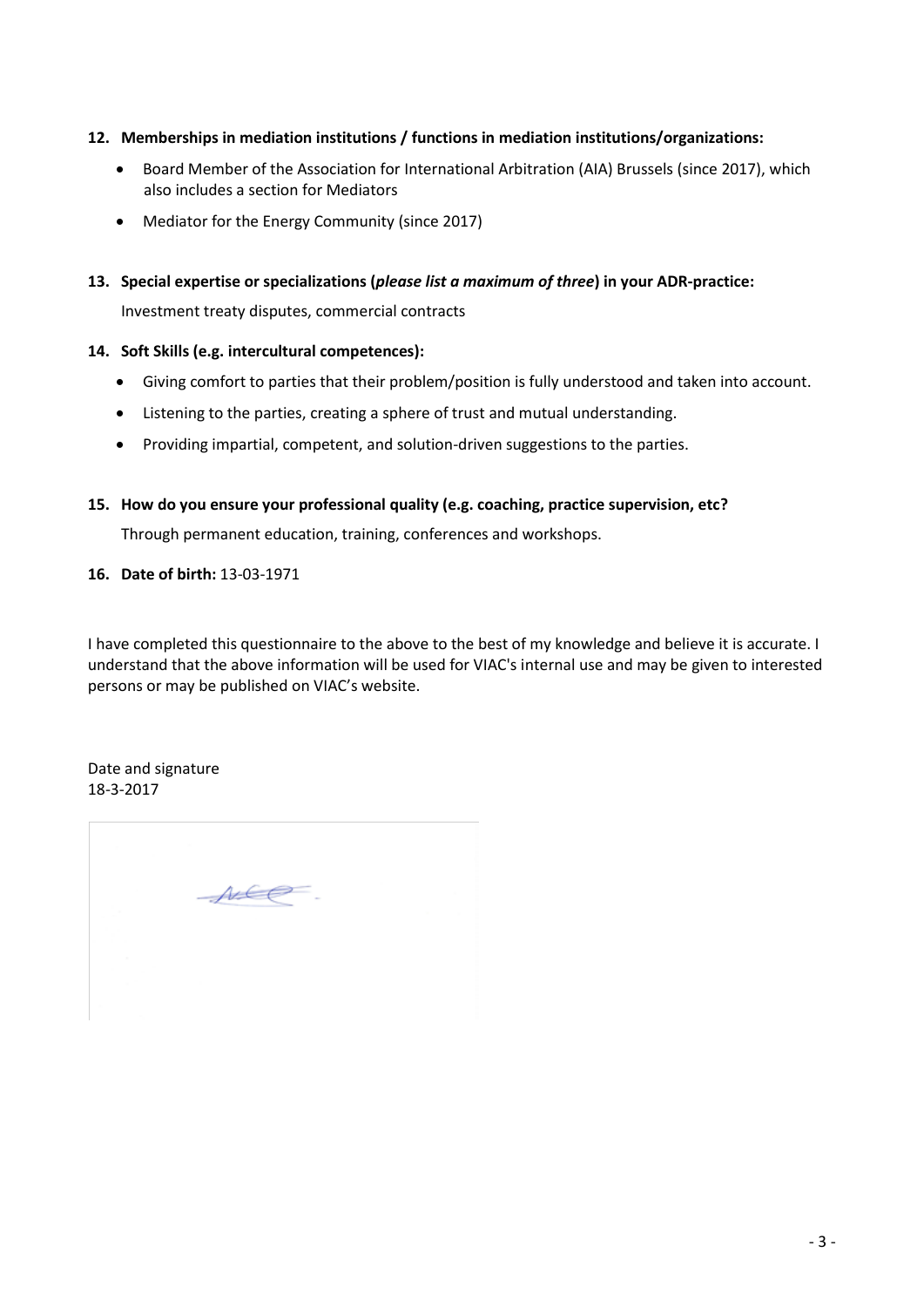**12. Memberships in mediation institutions / functions in mediation institutions/organizations:**

- Board Member of the Association for International Arbitration (AIA) Brussels (since 2017), which also includes a section for Mediators
- Mediator for the Energy Community (since 2017)

**13. Special expertise or specializations (*please list a maximum of three*) in your ADR-practice:**

Investment treaty disputes, commercial contracts

**14. Soft Skills (e.g. intercultural competences):**

- Giving comfort to parties that their problem/position is fully understood and taken into account.
- Listening to the parties, creating a sphere of trust and mutual understanding.
- Providing impartial, competent, and solution-driven suggestions to the parties.

**15. How do you ensure your professional quality (e.g. coaching, practice supervision, etc?**

Through permanent education, training, conferences and workshops.

**16. Date of birth:** 13-03-1971

I have completed this questionnaire to the above to the best of my knowledge and believe it is accurate. I understand that the above information will be used for VIAC's internal use and may be given to interested persons or may be published on VIAC's website.

Date and signature
18-3-2017